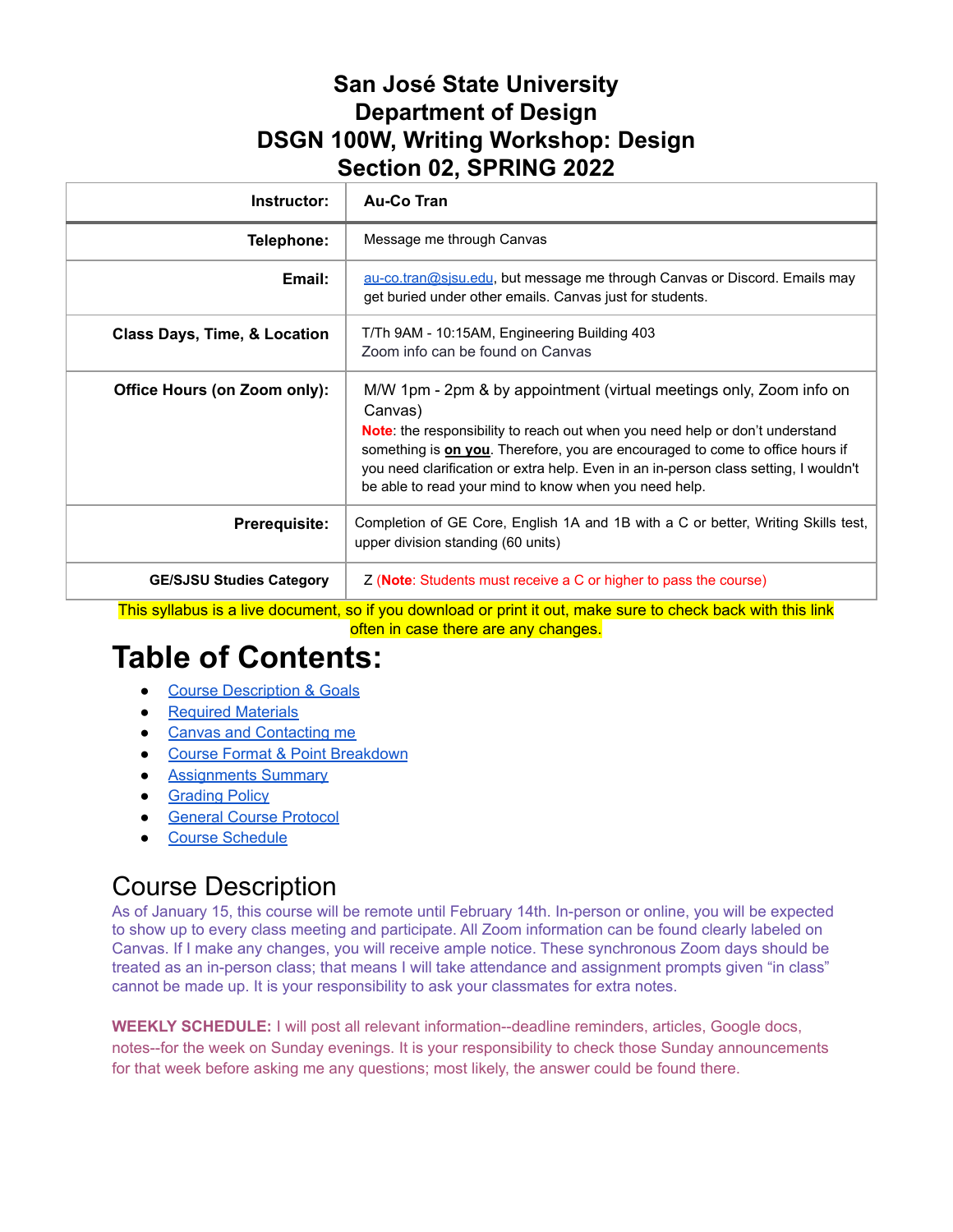# San José State University
# Department of Design
# DSGN 100W, Writing Workshop: Design
# Section 02, SPRING 2022

| | |
|---|---|
| **Instructor:** | **Au-Co Tran** |
| **Telephone:** | Message me through Canvas |
| **Email:** | au-co.tran@sjsu.edu, but message me through Canvas or Discord. Emails may get buried under other emails. Canvas just for students. |
| **Class Days, Time, & Location** | T/Th 9AM - 10:15AM, Engineering Building 403<br>Zoom info can be found on Canvas |
| **Office Hours (on Zoom only):** | M/W 1pm - 2pm & by appointment (virtual meetings only, Zoom info on Canvas)<br>**Note**: the responsibility to reach out when you need help or don't understand something is **on you**. Therefore, you are encouraged to come to office hours if you need clarification or extra help. Even in an in-person class setting, I wouldn't be able to read your mind to know when you need help. |
| **Prerequisite:** | Completion of GE Core, English 1A and 1B with a C or better, Writing Skills test, upper division standing (60 units) |
| **GE/SJSU Studies Category** | Z (**Note**: Students must receive a C or higher to pass the course) |

This syllabus is a live document, so if you download or print it out, make sure to check back with this link often in case there are any changes.

# Table of Contents:

- Course Description & Goals
- Required Materials
- Canvas and Contacting me
- Course Format & Point Breakdown
- Assignments Summary
- Grading Policy
- General Course Protocol
- Course Schedule

## Course Description

As of January 15, this course will be remote until February 14th. In-person or online, you will be expected to show up to every class meeting and participate. All Zoom information can be found clearly labeled on Canvas. If I make any changes, you will receive ample notice. These synchronous Zoom days should be treated as an in-person class; that means I will take attendance and assignment prompts given "in class" cannot be made up. It is your responsibility to ask your classmates for extra notes.

**WEEKLY SCHEDULE:** I will post all relevant information--deadline reminders, articles, Google docs, notes--for the week on Sunday evenings. It is your responsibility to check those Sunday announcements for that week before asking me any questions; most likely, the answer could be found there.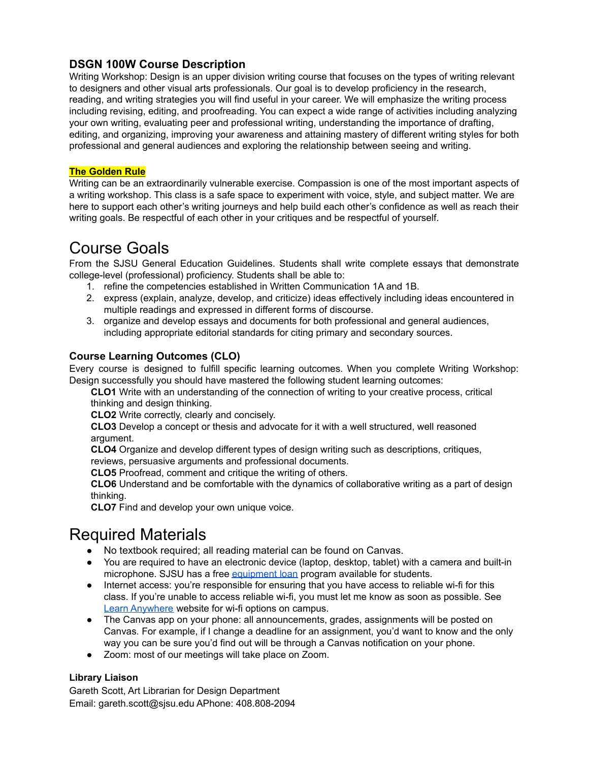### DSGN 100W Course Description

Writing Workshop: Design is an upper division writing course that focuses on the types of writing relevant to designers and other visual arts professionals. Our goal is to develop proficiency in the research, reading, and writing strategies you will find useful in your career. We will emphasize the writing process including revising, editing, and proofreading. You can expect a wide range of activities including analyzing your own writing, evaluating peer and professional writing, understanding the importance of drafting, editing, and organizing, improving your awareness and attaining mastery of different writing styles for both professional and general audiences and exploring the relationship between seeing and writing.

**The Golden Rule**

Writing can be an extraordinarily vulnerable exercise. Compassion is one of the most important aspects of a writing workshop. This class is a safe space to experiment with voice, style, and subject matter. We are here to support each other's writing journeys and help build each other's confidence as well as reach their writing goals. Be respectful of each other in your critiques and be respectful of yourself.

# Course Goals

From the SJSU General Education Guidelines. Students shall write complete essays that demonstrate college-level (professional) proficiency. Students shall be able to:

1. refine the competencies established in Written Communication 1A and 1B.
2. express (explain, analyze, develop, and criticize) ideas effectively including ideas encountered in multiple readings and expressed in different forms of discourse.
3. organize and develop essays and documents for both professional and general audiences, including appropriate editorial standards for citing primary and secondary sources.

### Course Learning Outcomes (CLO)

Every course is designed to fulfill specific learning outcomes. When you complete Writing Workshop: Design successfully you should have mastered the following student learning outcomes:

**CLO1** Write with an understanding of the connection of writing to your creative process, critical thinking and design thinking.

**CLO2** Write correctly, clearly and concisely.

**CLO3** Develop a concept or thesis and advocate for it with a well structured, well reasoned argument.

**CLO4** Organize and develop different types of design writing such as descriptions, critiques, reviews, persuasive arguments and professional documents.

**CLO5** Proofread, comment and critique the writing of others.

**CLO6** Understand and be comfortable with the dynamics of collaborative writing as a part of design thinking.

**CLO7** Find and develop your own unique voice.

# Required Materials

- No textbook required; all reading material can be found on Canvas.
- You are required to have an electronic device (laptop, desktop, tablet) with a camera and built-in microphone. SJSU has a free equipment loan program available for students.
- Internet access: you're responsible for ensuring that you have access to reliable wi-fi for this class. If you're unable to access reliable wi-fi, you must let me know as soon as possible. See Learn Anywhere website for wi-fi options on campus.
- The Canvas app on your phone: all announcements, grades, assignments will be posted on Canvas. For example, if I change a deadline for an assignment, you'd want to know and the only way you can be sure you'd find out will be through a Canvas notification on your phone.
- Zoom: most of our meetings will take place on Zoom.

**Library Liaison**

Gareth Scott, Art Librarian for Design Department
Email: gareth.scott@sjsu.edu APhone: 408.808-2094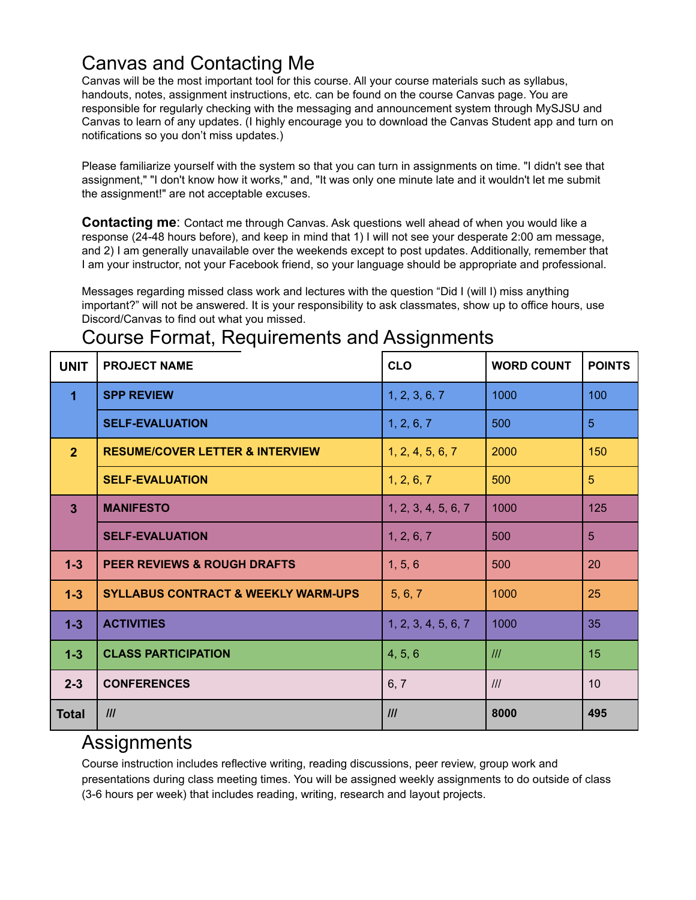## Canvas and Contacting Me

Canvas will be the most important tool for this course. All your course materials such as syllabus, handouts, notes, assignment instructions, etc. can be found on the course Canvas page. You are responsible for regularly checking with the messaging and announcement system through MySJSU and Canvas to learn of any updates. (I highly encourage you to download the Canvas Student app and turn on notifications so you don't miss updates.)

Please familiarize yourself with the system so that you can turn in assignments on time. "I didn't see that assignment," "I don't know how it works," and, "It was only one minute late and it wouldn't let me submit the assignment!" are not acceptable excuses.

**Contacting me**: Contact me through Canvas. Ask questions well ahead of when you would like a response (24-48 hours before), and keep in mind that 1) I will not see your desperate 2:00 am message, and 2) I am generally unavailable over the weekends except to post updates. Additionally, remember that I am your instructor, not your Facebook friend, so your language should be appropriate and professional.

Messages regarding missed class work and lectures with the question "Did I (will I) miss anything important?" will not be answered. It is your responsibility to ask classmates, show up to office hours, use Discord/Canvas to find out what you missed.

## Course Format, Requirements and Assignments

| UNIT | PROJECT NAME | CLO | WORD COUNT | POINTS |
|---|---|---|---|---|
| 1 | SPP REVIEW | 1, 2, 3, 6, 7 | 1000 | 100 |
| | SELF-EVALUATION | 1, 2, 6, 7 | 500 | 5 |
| 2 | RESUME/COVER LETTER & INTERVIEW | 1, 2, 4, 5, 6, 7 | 2000 | 150 |
| | SELF-EVALUATION | 1, 2, 6, 7 | 500 | 5 |
| 3 | MANIFESTO | 1, 2, 3, 4, 5, 6, 7 | 1000 | 125 |
| | SELF-EVALUATION | 1, 2, 6, 7 | 500 | 5 |
| 1-3 | PEER REVIEWS & ROUGH DRAFTS | 1, 5, 6 | 500 | 20 |
| 1-3 | SYLLABUS CONTRACT & WEEKLY WARM-UPS | 5, 6, 7 | 1000 | 25 |
| 1-3 | ACTIVITIES | 1, 2, 3, 4, 5, 6, 7 | 1000 | 35 |
| 1-3 | CLASS PARTICIPATION | 4, 5, 6 | /// | 15 |
| 2-3 | CONFERENCES | 6, 7 | /// | 10 |
| **Total** | /// | /// | **8000** | **495** |

## Assignments

Course instruction includes reflective writing, reading discussions, peer review, group work and presentations during class meeting times. You will be assigned weekly assignments to do outside of class (3-6 hours per week) that includes reading, writing, research and layout projects.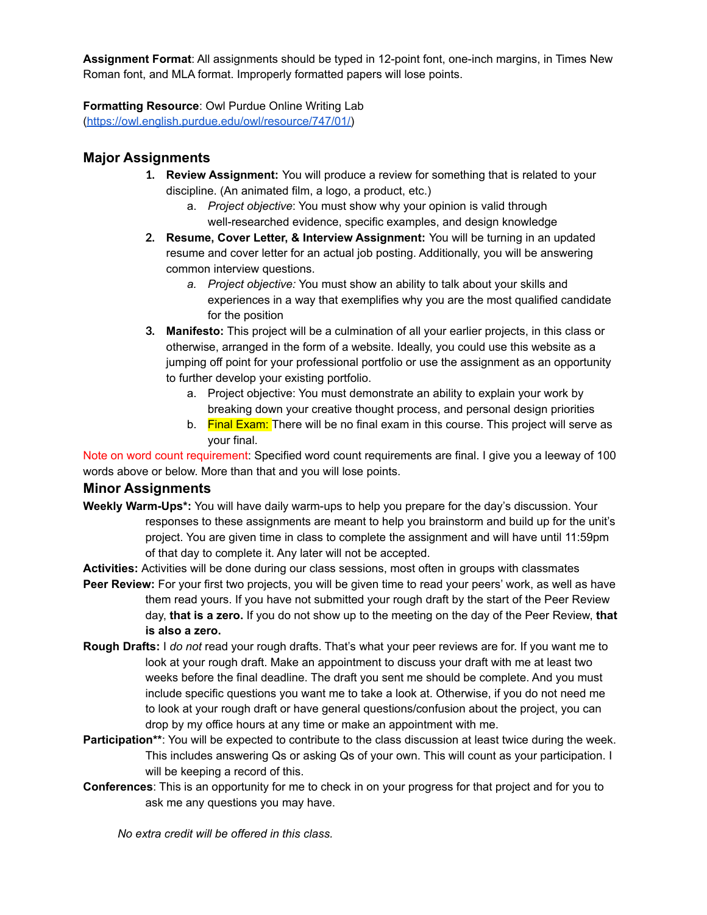**Assignment Format**: All assignments should be typed in 12-point font, one-inch margins, in Times New Roman font, and MLA format. Improperly formatted papers will lose points.

**Formatting Resource**: Owl Purdue Online Writing Lab (https://owl.english.purdue.edu/owl/resource/747/01/)

## Major Assignments

1. **Review Assignment:** You will produce a review for something that is related to your discipline. (An animated film, a logo, a product, etc.)
   a. *Project objective*: You must show why your opinion is valid through well-researched evidence, specific examples, and design knowledge
2. **Resume, Cover Letter, & Interview Assignment:** You will be turning in an updated resume and cover letter for an actual job posting. Additionally, you will be answering common interview questions.
   a. *Project objective:* You must show an ability to talk about your skills and experiences in a way that exemplifies why you are the most qualified candidate for the position
3. **Manifesto:** This project will be a culmination of all your earlier projects, in this class or otherwise, arranged in the form of a website. Ideally, you could use this website as a jumping off point for your professional portfolio or use the assignment as an opportunity to further develop your existing portfolio.
   a. Project objective: You must demonstrate an ability to explain your work by breaking down your creative thought process, and personal design priorities
   b. Final Exam: There will be no final exam in this course. This project will serve as your final.

Note on word count requirement: Specified word count requirements are final. I give you a leeway of 100 words above or below. More than that and you will lose points.

## Minor Assignments

**Weekly Warm-Ups*:** You will have daily warm-ups to help you prepare for the day's discussion. Your responses to these assignments are meant to help you brainstorm and build up for the unit's project. You are given time in class to complete the assignment and will have until 11:59pm of that day to complete it. Any later will not be accepted.

**Activities:** Activities will be done during our class sessions, most often in groups with classmates

**Peer Review:** For your first two projects, you will be given time to read your peers' work, as well as have them read yours. If you have not submitted your rough draft by the start of the Peer Review day, **that is a zero.** If you do not show up to the meeting on the day of the Peer Review, **that is also a zero.**

**Rough Drafts:** I *do not* read your rough drafts. That's what your peer reviews are for. If you want me to look at your rough draft. Make an appointment to discuss your draft with me at least two weeks before the final deadline. The draft you sent me should be complete. And you must include specific questions you want me to take a look at. Otherwise, if you do not need me to look at your rough draft or have general questions/confusion about the project, you can drop by my office hours at any time or make an appointment with me.

**Participation****: You will be expected to contribute to the class discussion at least twice during the week. This includes answering Qs or asking Qs of your own. This will count as your participation. I will be keeping a record of this.

**Conferences**: This is an opportunity for me to check in on your progress for that project and for you to ask me any questions you may have.

*No extra credit will be offered in this class.*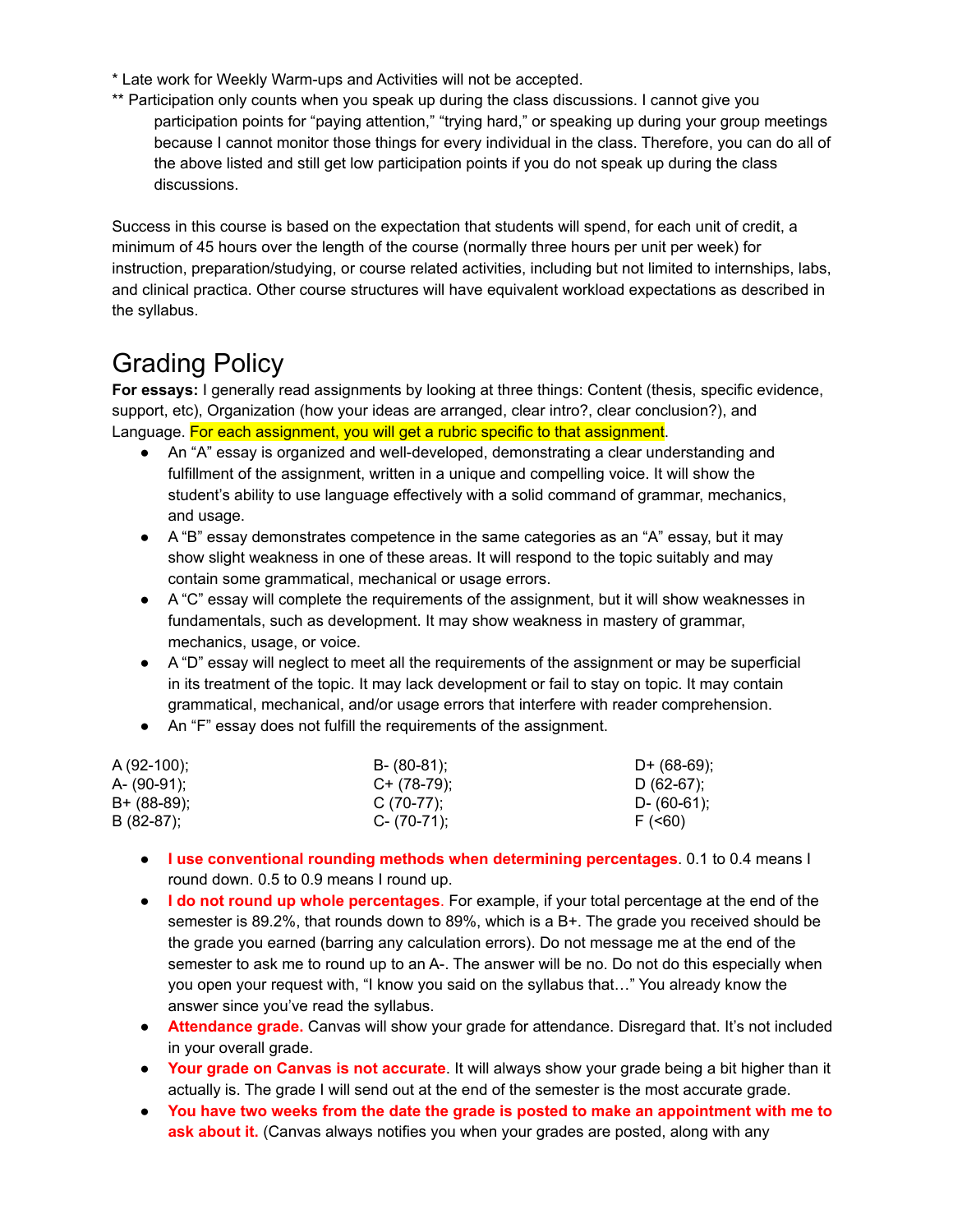* Late work for Weekly Warm-ups and Activities will not be accepted.

** Participation only counts when you speak up during the class discussions. I cannot give you participation points for "paying attention," "trying hard," or speaking up during your group meetings because I cannot monitor those things for every individual in the class. Therefore, you can do all of the above listed and still get low participation points if you do not speak up during the class discussions.

Success in this course is based on the expectation that students will spend, for each unit of credit, a minimum of 45 hours over the length of the course (normally three hours per unit per week) for instruction, preparation/studying, or course related activities, including but not limited to internships, labs, and clinical practica. Other course structures will have equivalent workload expectations as described in the syllabus.

# Grading Policy

**For essays:** I generally read assignments by looking at three things: Content (thesis, specific evidence, support, etc), Organization (how your ideas are arranged, clear intro?, clear conclusion?), and Language. For each assignment, you will get a rubric specific to that assignment.

- An "A" essay is organized and well-developed, demonstrating a clear understanding and fulfillment of the assignment, written in a unique and compelling voice. It will show the student's ability to use language effectively with a solid command of grammar, mechanics, and usage.
- A "B" essay demonstrates competence in the same categories as an "A" essay, but it may show slight weakness in one of these areas. It will respond to the topic suitably and may contain some grammatical, mechanical or usage errors.
- A "C" essay will complete the requirements of the assignment, but it will show weaknesses in fundamentals, such as development. It may show weakness in mastery of grammar, mechanics, usage, or voice.
- A "D" essay will neglect to meet all the requirements of the assignment or may be superficial in its treatment of the topic. It may lack development or fail to stay on topic. It may contain grammatical, mechanical, and/or usage errors that interfere with reader comprehension.
- An "F" essay does not fulfill the requirements of the assignment.

| | | |
|---|---|---|
| A (92-100); | B- (80-81); | D+ (68-69); |
| A- (90-91); | C+ (78-79); | D (62-67); |
| B+ (88-89); | C (70-77); | D- (60-61); |
| B (82-87); | C- (70-71); | F (<60) |

- **I use conventional rounding methods when determining percentages**. 0.1 to 0.4 means I round down. 0.5 to 0.9 means I round up.
- **I do not round up whole percentages**. For example, if your total percentage at the end of the semester is 89.2%, that rounds down to 89%, which is a B+. The grade you received should be the grade you earned (barring any calculation errors). Do not message me at the end of the semester to ask me to round up to an A-. The answer will be no. Do not do this especially when you open your request with, "I know you said on the syllabus that…" You already know the answer since you've read the syllabus.
- **Attendance grade.** Canvas will show your grade for attendance. Disregard that. It's not included in your overall grade.
- **Your grade on Canvas is not accurate**. It will always show your grade being a bit higher than it actually is. The grade I will send out at the end of the semester is the most accurate grade.
- **You have two weeks from the date the grade is posted to make an appointment with me to ask about it.** (Canvas always notifies you when your grades are posted, along with any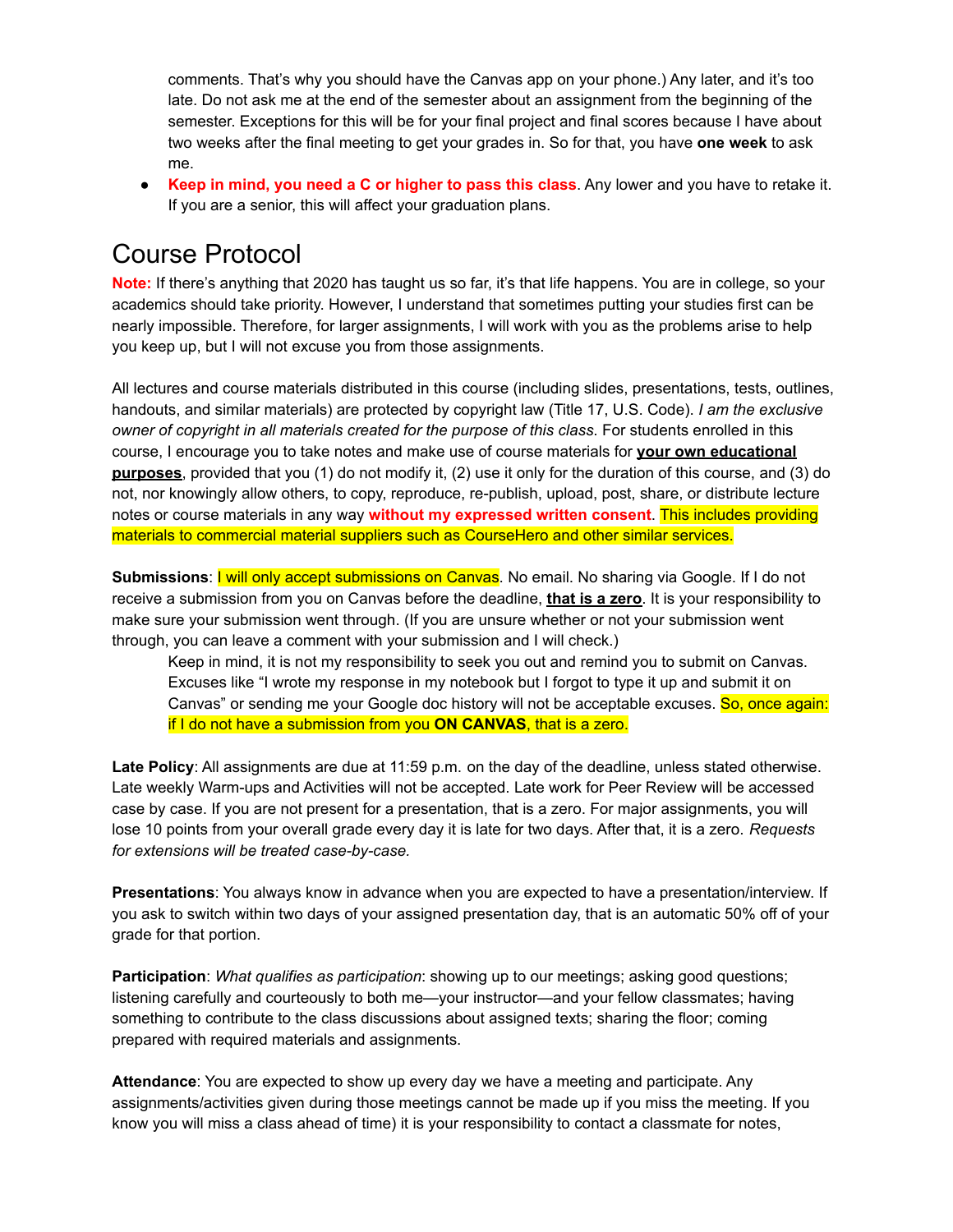comments. That's why you should have the Canvas app on your phone.) Any later, and it's too late. Do not ask me at the end of the semester about an assignment from the beginning of the semester. Exceptions for this will be for your final project and final scores because I have about two weeks after the final meeting to get your grades in. So for that, you have **one week** to ask me.

- **Keep in mind, you need a C or higher to pass this class**. Any lower and you have to retake it. If you are a senior, this will affect your graduation plans.

# Course Protocol

**Note:** If there's anything that 2020 has taught us so far, it's that life happens. You are in college, so your academics should take priority. However, I understand that sometimes putting your studies first can be nearly impossible. Therefore, for larger assignments, I will work with you as the problems arise to help you keep up, but I will not excuse you from those assignments.

All lectures and course materials distributed in this course (including slides, presentations, tests, outlines, handouts, and similar materials) are protected by copyright law (Title 17, U.S. Code). *I am the exclusive owner of copyright in all materials created for the purpose of this class.* For students enrolled in this course, I encourage you to take notes and make use of course materials for **your own educational purposes**, provided that you (1) do not modify it, (2) use it only for the duration of this course, and (3) do not, nor knowingly allow others, to copy, reproduce, re-publish, upload, post, share, or distribute lecture notes or course materials in any way **without my expressed written consent**. This includes providing materials to commercial material suppliers such as CourseHero and other similar services.

**Submissions**: I will only accept submissions on Canvas. No email. No sharing via Google. If I do not receive a submission from you on Canvas before the deadline, **that is a zero**. It is your responsibility to make sure your submission went through. (If you are unsure whether or not your submission went through, you can leave a comment with your submission and I will check.)

Keep in mind, it is not my responsibility to seek you out and remind you to submit on Canvas. Excuses like "I wrote my response in my notebook but I forgot to type it up and submit it on Canvas" or sending me your Google doc history will not be acceptable excuses. So, once again: if I do not have a submission from you **ON CANVAS**, that is a zero.

**Late Policy**: All assignments are due at 11:59 p.m. on the day of the deadline, unless stated otherwise. Late weekly Warm-ups and Activities will not be accepted. Late work for Peer Review will be accessed case by case. If you are not present for a presentation, that is a zero. For major assignments, you will lose 10 points from your overall grade every day it is late for two days. After that, it is a zero. *Requests for extensions will be treated case-by-case.*

**Presentations**: You always know in advance when you are expected to have a presentation/interview. If you ask to switch within two days of your assigned presentation day, that is an automatic 50% off of your grade for that portion.

**Participation**: *What qualifies as participation*: showing up to our meetings; asking good questions; listening carefully and courteously to both me—your instructor—and your fellow classmates; having something to contribute to the class discussions about assigned texts; sharing the floor; coming prepared with required materials and assignments.

**Attendance**: You are expected to show up every day we have a meeting and participate. Any assignments/activities given during those meetings cannot be made up if you miss the meeting. If you know you will miss a class ahead of time) it is your responsibility to contact a classmate for notes,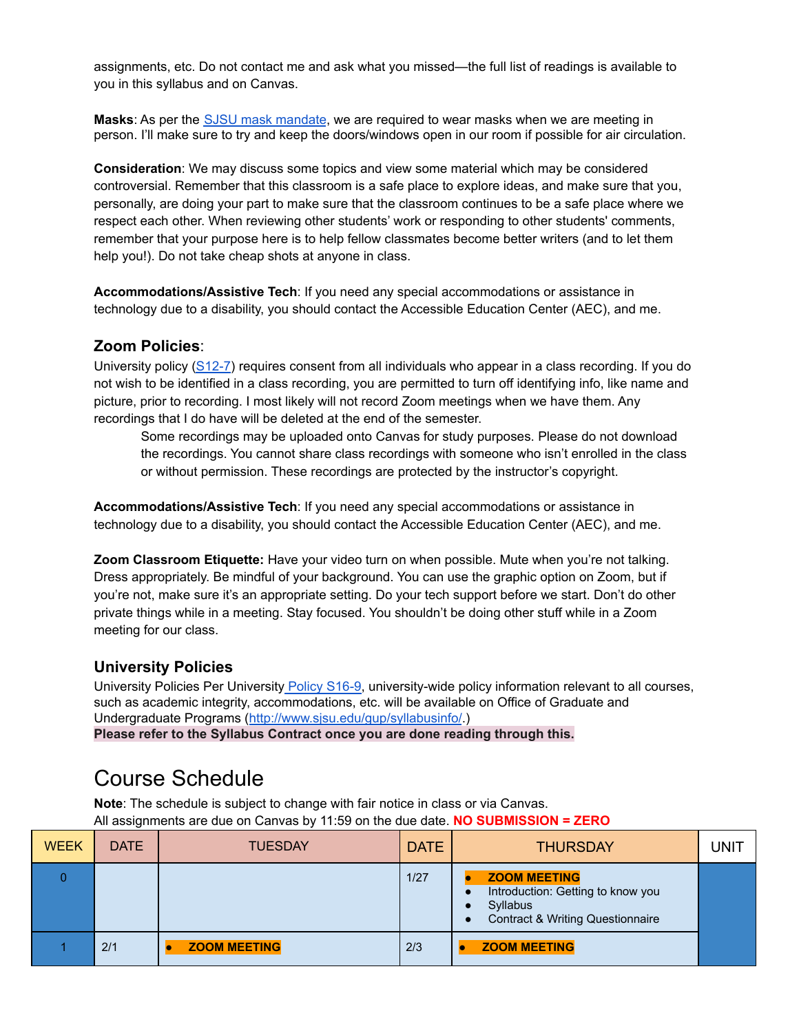assignments, etc. Do not contact me and ask what you missed—the full list of readings is available to you in this syllabus and on Canvas.

**Masks**: As per the SJSU mask mandate, we are required to wear masks when we are meeting in person. I'll make sure to try and keep the doors/windows open in our room if possible for air circulation.

**Consideration**: We may discuss some topics and view some material which may be considered controversial. Remember that this classroom is a safe place to explore ideas, and make sure that you, personally, are doing your part to make sure that the classroom continues to be a safe place where we respect each other. When reviewing other students' work or responding to other students' comments, remember that your purpose here is to help fellow classmates become better writers (and to let them help you!). Do not take cheap shots at anyone in class.

**Accommodations/Assistive Tech**: If you need any special accommodations or assistance in technology due to a disability, you should contact the Accessible Education Center (AEC), and me.

### Zoom Policies:

University policy (S12-7) requires consent from all individuals who appear in a class recording. If you do not wish to be identified in a class recording, you are permitted to turn off identifying info, like name and picture, prior to recording. I most likely will not record Zoom meetings when we have them. Any recordings that I do have will be deleted at the end of the semester.

> Some recordings may be uploaded onto Canvas for study purposes. Please do not download the recordings. You cannot share class recordings with someone who isn't enrolled in the class or without permission. These recordings are protected by the instructor's copyright.

**Accommodations/Assistive Tech**: If you need any special accommodations or assistance in technology due to a disability, you should contact the Accessible Education Center (AEC), and me.

**Zoom Classroom Etiquette:** Have your video turn on when possible. Mute when you're not talking. Dress appropriately. Be mindful of your background. You can use the graphic option on Zoom, but if you're not, make sure it's an appropriate setting. Do your tech support before we start. Don't do other private things while in a meeting. Stay focused. You shouldn't be doing other stuff while in a Zoom meeting for our class.

### University Policies

University Policies Per University Policy S16-9, university-wide policy information relevant to all courses, such as academic integrity, accommodations, etc. will be available on Office of Graduate and Undergraduate Programs (http://www.sjsu.edu/gup/syllabusinfo/.)

**Please refer to the Syllabus Contract once you are done reading through this.**

# Course Schedule

**Note**: The schedule is subject to change with fair notice in class or via Canvas.
All assignments are due on Canvas by 11:59 on the due date. **NO SUBMISSION = ZERO**

| WEEK | DATE | TUESDAY | DATE | THURSDAY | UNIT |
|---|---|---|---|---|---|
| 0 | | | 1/27 | • **ZOOM MEETING**<br>• Introduction: Getting to know you<br>• Syllabus<br>• Contract & Writing Questionnaire | |
| 1 | 2/1 | • **ZOOM MEETING** | 2/3 | • **ZOOM MEETING** | |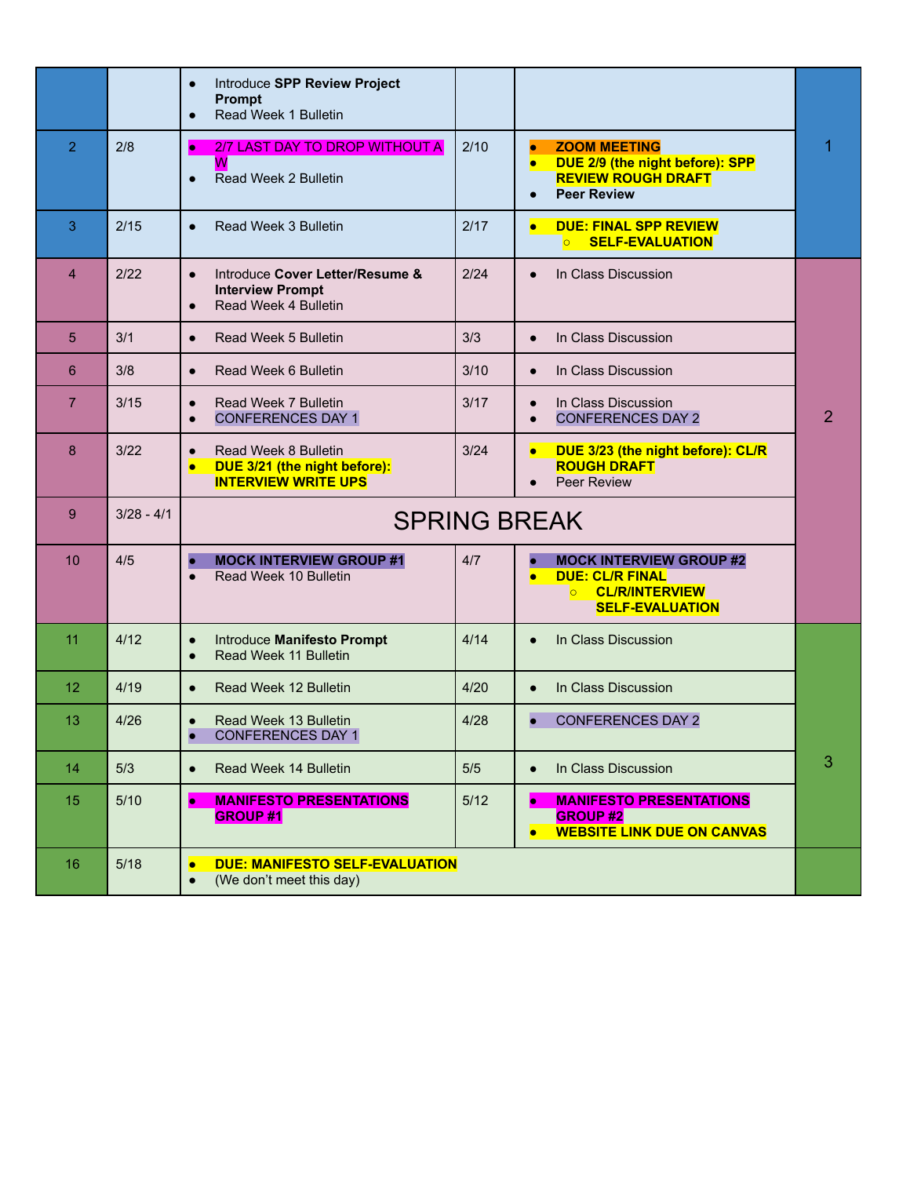| | | | | | |
|---|---|---|---|---|---|
| | | • Introduce **SPP Review Project Prompt**<br>• Read Week 1 Bulletin | | | |
| 2 | 2/8 | • 2/7 LAST DAY TO DROP WITHOUT A W<br>• Read Week 2 Bulletin | 2/10 | • **ZOOM MEETING**<br>• **DUE 2/9 (the night before): SPP REVIEW ROUGH DRAFT**<br>• **Peer Review** | 1 |
| 3 | 2/15 | • Read Week 3 Bulletin | 2/17 | • **DUE: FINAL SPP REVIEW**<br>  ○ **SELF-EVALUATION** | |
| 4 | 2/22 | • Introduce **Cover Letter/Resume & Interview Prompt**<br>• Read Week 4 Bulletin | 2/24 | • In Class Discussion | 2 |
| 5 | 3/1 | • Read Week 5 Bulletin | 3/3 | • In Class Discussion | |
| 6 | 3/8 | • Read Week 6 Bulletin | 3/10 | • In Class Discussion | |
| 7 | 3/15 | • Read Week 7 Bulletin<br>• CONFERENCES DAY 1 | 3/17 | • In Class Discussion<br>• CONFERENCES DAY 2 | |
| 8 | 3/22 | • Read Week 8 Bulletin<br>• **DUE 3/21 (the night before): INTERVIEW WRITE UPS** | 3/24 | • **DUE 3/23 (the night before): CL/R ROUGH DRAFT**<br>• Peer Review | |
| 9 | 3/28 - 4/1 | SPRING BREAK | | | |
| 10 | 4/5 | • **MOCK INTERVIEW GROUP #1**<br>• Read Week 10 Bulletin | 4/7 | • **MOCK INTERVIEW GROUP #2**<br>• **DUE: CL/R FINAL**<br>  ○ **CL/R/INTERVIEW SELF-EVALUATION** | |
| 11 | 4/12 | • Introduce **Manifesto Prompt**<br>• Read Week 11 Bulletin | 4/14 | • In Class Discussion | 3 |
| 12 | 4/19 | • Read Week 12 Bulletin | 4/20 | • In Class Discussion | |
| 13 | 4/26 | • Read Week 13 Bulletin<br>• CONFERENCES DAY 1 | 4/28 | • CONFERENCES DAY 2 | |
| 14 | 5/3 | • Read Week 14 Bulletin | 5/5 | • In Class Discussion | |
| 15 | 5/10 | • **MANIFESTO PRESENTATIONS GROUP #1** | 5/12 | • **MANIFESTO PRESENTATIONS GROUP #2**<br>• **WEBSITE LINK DUE ON CANVAS** | |
| 16 | 5/18 | • **DUE: MANIFESTO SELF-EVALUATION**<br>• (We don't meet this day) | | | |